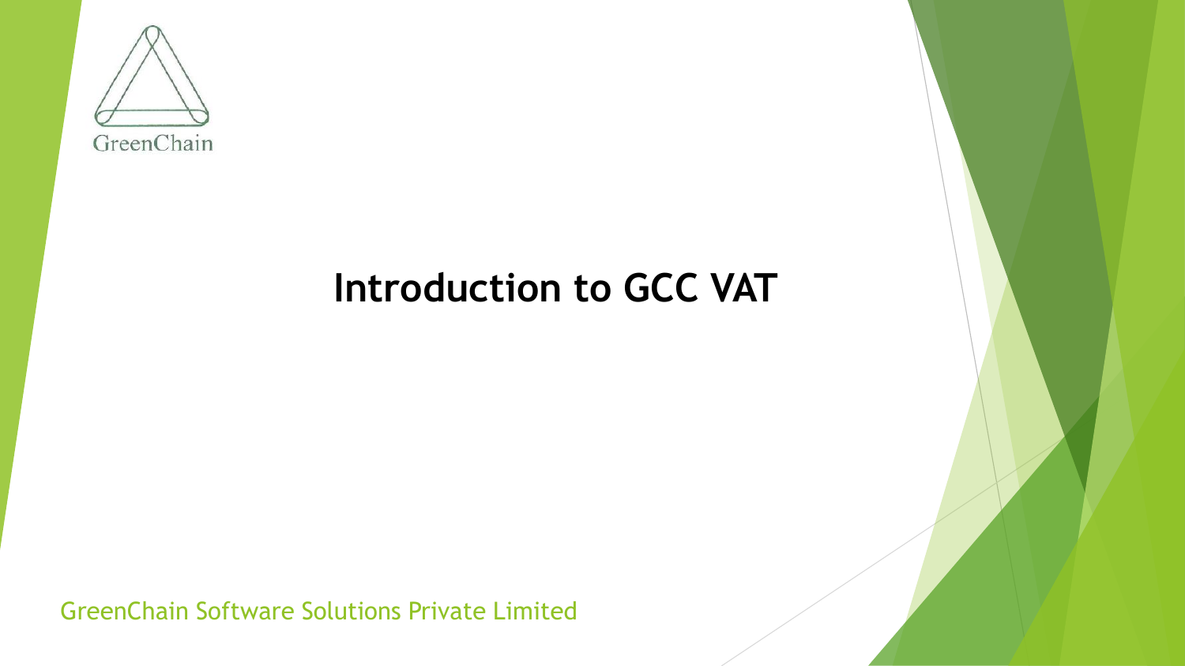GreenChain

# Introduction to GCC VAT

GreenChain Software Solutions Private Limited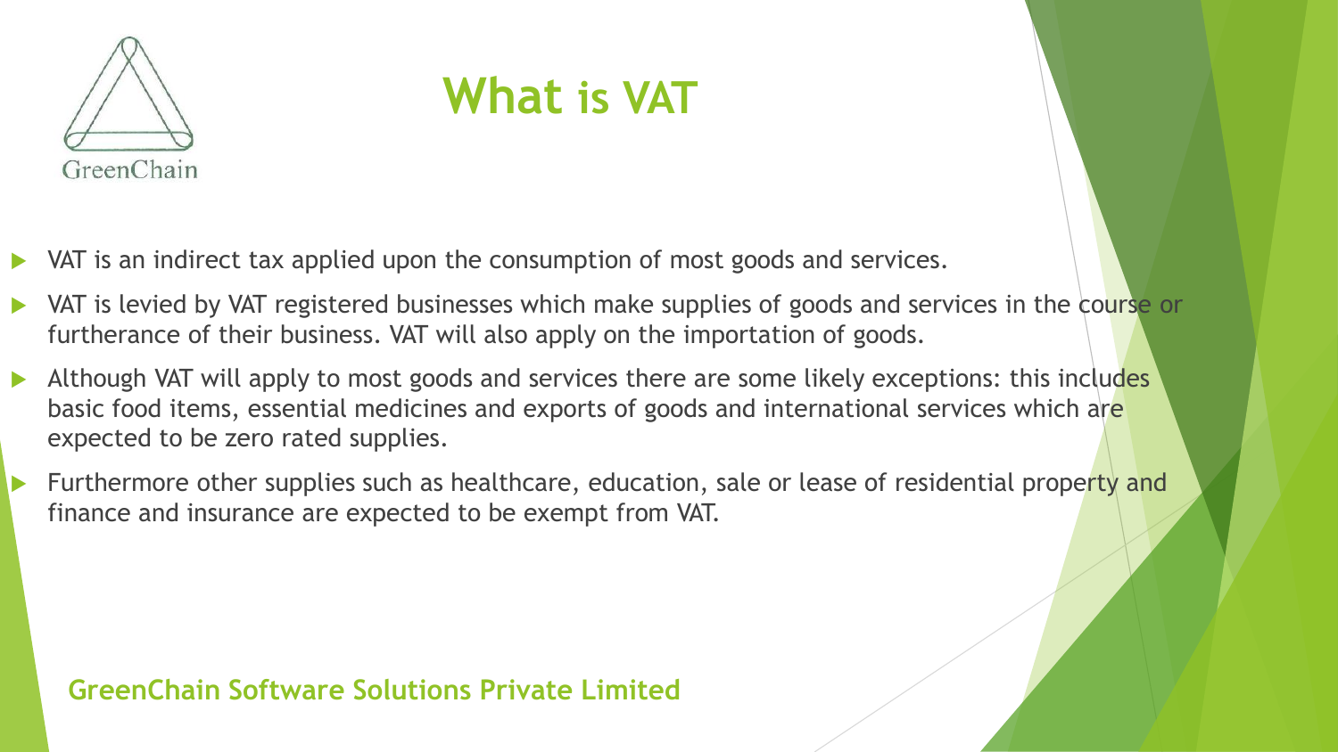# What is VAT

- VAT is an indirect tax applied upon the consumption of most goods and services.
- VAT is levied by VAT registered businesses which make supplies of goods and services in the course or furtherance of their business. VAT will also apply on the importation of goods.
- Although VAT will apply to most goods and services there are some likely exceptions: this includes basic food items, essential medicines and exports of goods and international services which are expected to be zero rated supplies.
- Furthermore other supplies such as healthcare, education, sale or lease of residential property and finance and insurance are expected to be exempt from VAT.

**GreenChain Software Solutions Private Limited**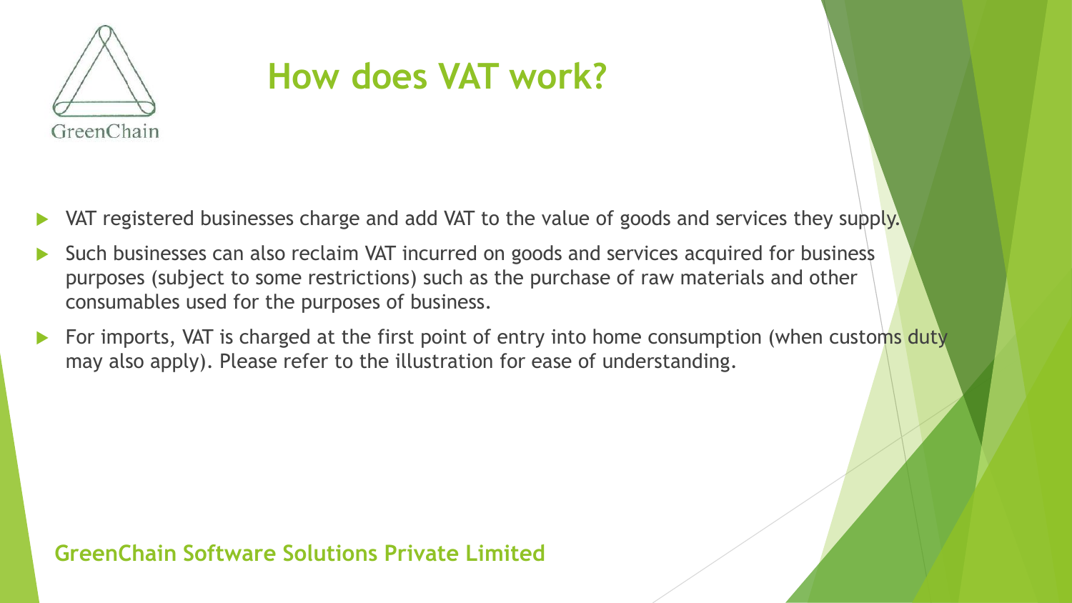# How does VAT work?

- VAT registered businesses charge and add VAT to the value of goods and services they supply.
- Such businesses can also reclaim VAT incurred on goods and services acquired for business purposes (subject to some restrictions) such as the purchase of raw materials and other consumables used for the purposes of business.
- For imports, VAT is charged at the first point of entry into home consumption (when customs duty may also apply). Please refer to the illustration for ease of understanding.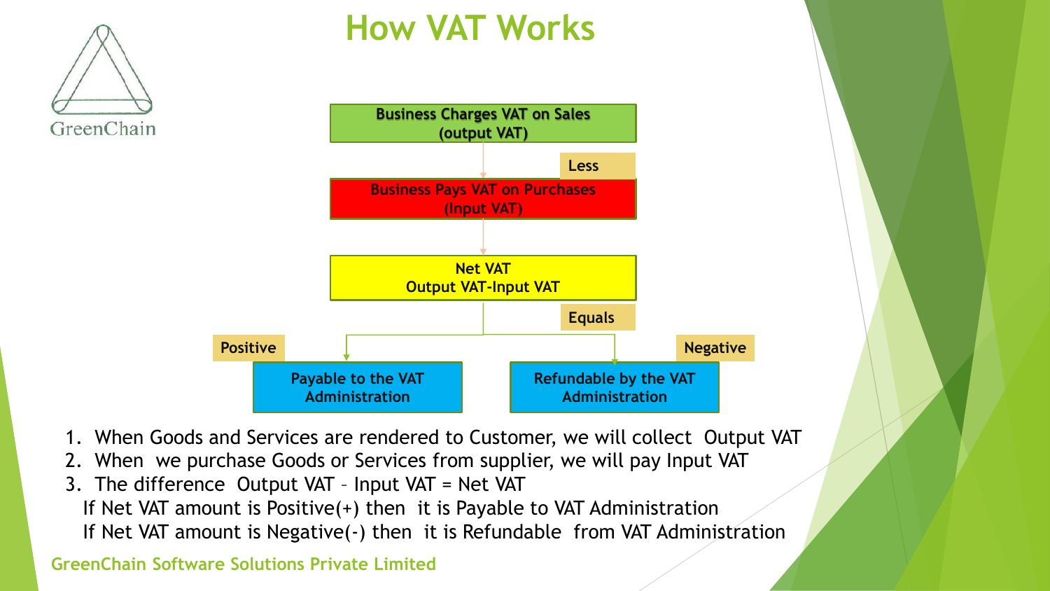# How VAT Works

Business Charges VAT on Sales (output VAT)

Less

Business Pays VAT on Purchases (Input VAT)

Net VAT
Output VAT-Input VAT

Equals

Positive → Payable to the VAT Administration

Negative → Refundable by the VAT Administration

1. When Goods and Services are rendered to Customer, we will collect Output VAT
2. When we purchase Goods or Services from supplier, we will pay Input VAT
3. The difference Output VAT – Input VAT = Net VAT

   If Net VAT amount is Positive(+) then it is Payable to VAT Administration

   If Net VAT amount is Negative(-) then it is Refundable from VAT Administration

**GreenChain Software Solutions Private Limited**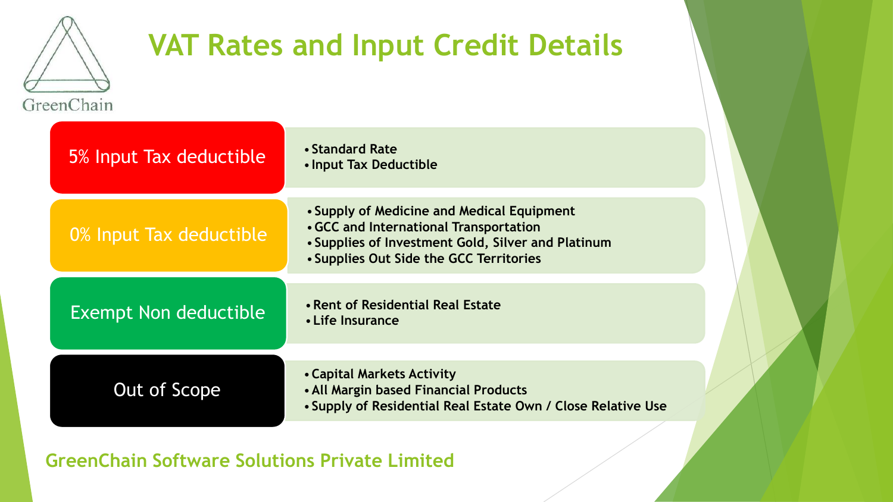# VAT Rates and Input Credit Details

| Category | Details |
| --- | --- |
| 5% Input Tax deductible | • Standard Rate<br>• Input Tax Deductible |
| 0% Input Tax deductible | • Supply of Medicine and Medical Equipment<br>• GCC and International Transportation<br>• Supplies of Investment Gold, Silver and Platinum<br>• Supplies Out Side the GCC Territories |
| Exempt Non deductible | • Rent of Residential Real Estate<br>• Life Insurance |
| Out of Scope | • Capital Markets Activity<br>• All Margin based Financial Products<br>• Supply of Residential Real Estate Own / Close Relative Use |

**GreenChain Software Solutions Private Limited**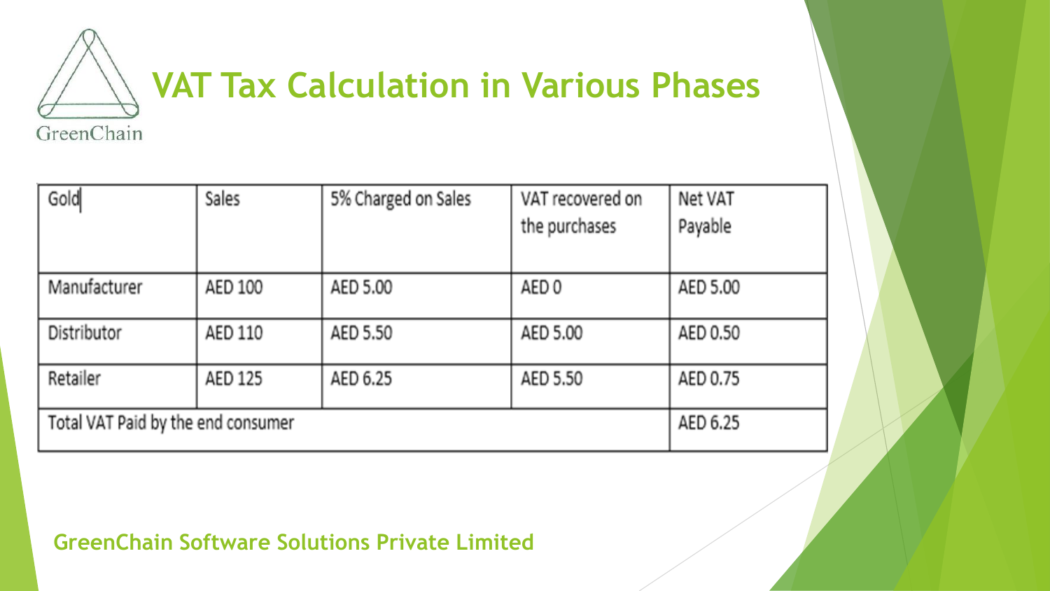# VAT Tax Calculation in Various Phases

| Gold | Sales | 5% Charged on Sales | VAT recovered on the purchases | Net VAT Payable |
|---|---|---|---|---|
| Manufacturer | AED 100 | AED 5.00 | AED 0 | AED 5.00 |
| Distributor | AED 110 | AED 5.50 | AED 5.00 | AED 0.50 |
| Retailer | AED 125 | AED 6.25 | AED 5.50 | AED 0.75 |
| Total VAT Paid by the end consumer | | | | AED 6.25 |

**GreenChain Software Solutions Private Limited**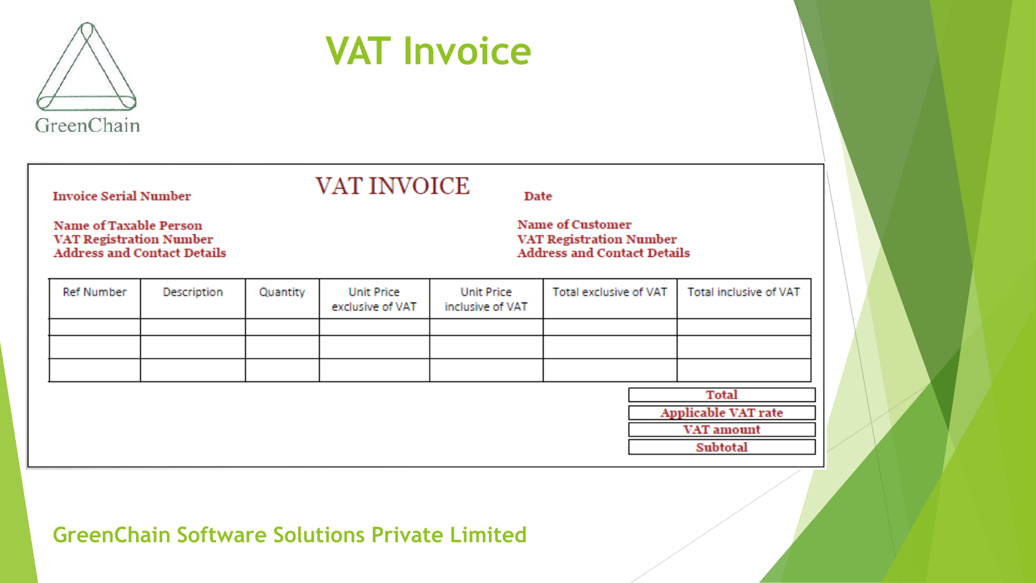# VAT Invoice

GreenChain

## VAT INVOICE

**Invoice Serial Number**

**Date**

**Name of Taxable Person**
**VAT Registration Number**
**Address and Contact Details**

**Name of Customer**
**VAT Registration Number**
**Address and Contact Details**

| Ref Number | Description | Quantity | Unit Price exclusive of VAT | Unit Price inclusive of VAT | Total exclusive of VAT | Total inclusive of VAT |
|---|---|---|---|---|---|---|
| | | | | | | |
| | | | | | | |
| | | | | | | |

| |
|---|
| **Total** |
| **Applicable VAT rate** |
| **VAT amount** |
| **Subtotal** |

**GreenChain Software Solutions Private Limited**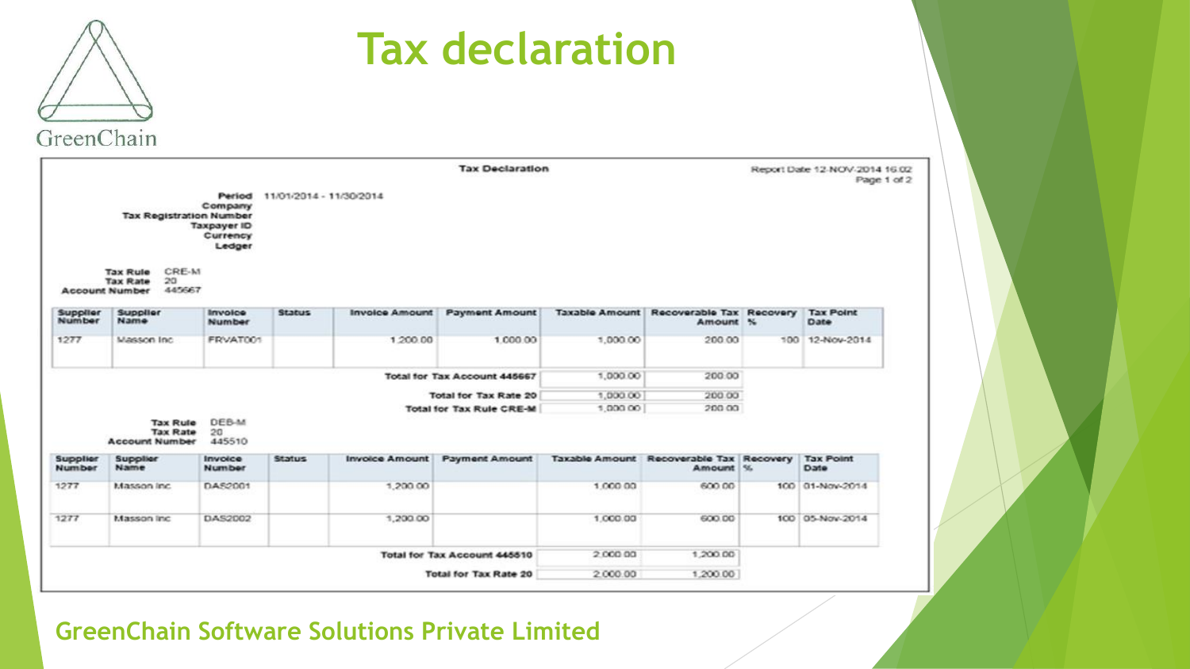# Tax declaration

GreenChain

**Tax Declaration**

Report Date 12-NOV-2014 16:02
Page 1 of 2

**Period** 11/01/2014 - 11/30/2014
**Company**
**Tax Registration Number**
**Taxpayer ID**
**Currency**
**Ledger**

**Tax Rule** CRE-M
**Tax Rate** 20
**Account Number** 445667

| Supplier Number | Supplier Name | Invoice Number | Status | Invoice Amount | Payment Amount | Taxable Amount | Recoverable Tax Amount | Recovery % | Tax Point Date |
|---|---|---|---|---|---|---|---|---|---|
| 1277 | Masson Inc | FRVAT001 | | 1,200.00 | 1,000.00 | 1,000.00 | 200.00 | 100 | 12-Nov-2014 |
| | | | | | **Total for Tax Account 445667** | 1,000.00 | 200.00 | | |
| | | | | | **Total for Tax Rate 20** | 1,000.00 | 200.00 | | |
| | | | | | **Total for Tax Rule CRE-M** | 1,000.00 | 200.00 | | |

**Tax Rule** DEB-M
**Tax Rate** 20
**Account Number** 445510

| Supplier Number | Supplier Name | Invoice Number | Status | Invoice Amount | Payment Amount | Taxable Amount | Recoverable Tax Amount | Recovery % | Tax Point Date |
|---|---|---|---|---|---|---|---|---|---|
| 1277 | Masson Inc | DAS2001 | | 1,200.00 | | 1,000.00 | 600.00 | 100 | 01-Nov-2014 |
| 1277 | Masson Inc | DAS2002 | | 1,200.00 | | 1,000.00 | 600.00 | 100 | 05-Nov-2014 |
| | | | | | **Total for Tax Account 445510** | 2,000.00 | 1,200.00 | | |
| | | | | | **Total for Tax Rate 20** | 2,000.00 | 1,200.00 | | |

**GreenChain Software Solutions Private Limited**